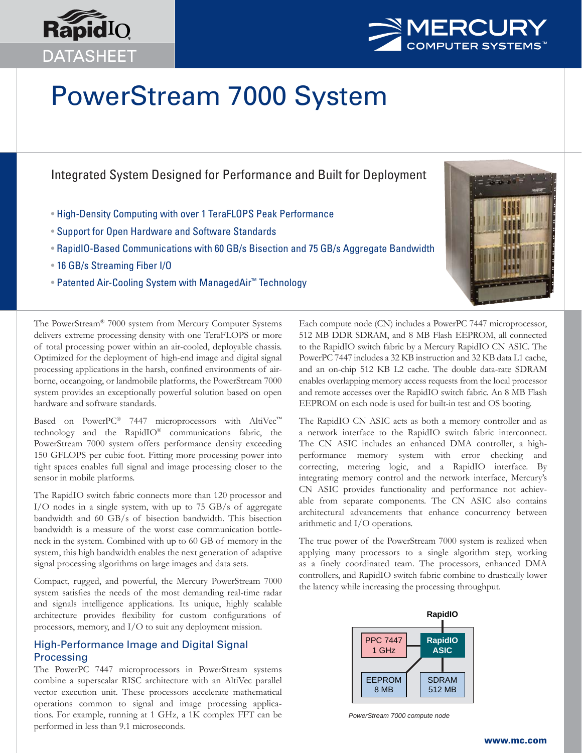RapidIO DATASHEET

MERCURY COMPUTER SYSTEMS™

# PowerStream 7000 System

## Integrated System Designed for Performance and Built for Deployment

- High-Density Computing with over 1 TeraFLOPS Peak Performance
- Support for Open Hardware and Software Standards
- RapidIO-Based Communications with 60 GB/s Bisection and 75 GB/s Aggregate Bandwidth
- 16 GB/s Streaming Fiber I/O
- Patented Air-Cooling System with ManagedAir™ Technology

The PowerStream® 7000 system from Mercury Computer Systems delivers extreme processing density with one TeraFLOPS or more of total processing power within an air-cooled, deployable chassis. Optimized for the deployment of high-end image and digital signal processing applications in the harsh, confined environments of airborne, oceangoing, or landmobile platforms, the PowerStream 7000 system provides an exceptionally powerful solution based on open hardware and software standards.

Based on PowerPC® 7447 microprocessors with AltiVec™ technology and the RapidIO® communications fabric, the PowerStream 7000 system offers performance density exceeding 150 GFLOPS per cubic foot. Fitting more processing power into tight spaces enables full signal and image processing closer to the sensor in mobile platforms.

The RapidIO switch fabric connects more than 120 processor and I/O nodes in a single system, with up to 75 GB/s of aggregate bandwidth and 60 GB/s of bisection bandwidth. This bisection bandwidth is a measure of the worst case communication bottleneck in the system. Combined with up to 60 GB of memory in the system, this high bandwidth enables the next generation of adaptive signal processing algorithms on large images and data sets.

Compact, rugged, and powerful, the Mercury PowerStream 7000 system satisfies the needs of the most demanding real-time radar and signals intelligence applications. Its unique, highly scalable architecture provides flexibility for custom configurations of processors, memory, and I/O to suit any deployment mission.

### High-Performance Image and Digital Signal Processing

The PowerPC 7447 microprocessors in PowerStream systems combine a superscalar RISC architecture with an AltiVec parallel vector execution unit. These processors accelerate mathematical operations common to signal and image processing applications. For example, running at 1 GHz, a 1K complex FFT can be performed in less than 9.1 microseconds.

Each compute node (CN) includes a PowerPC 7447 microprocessor, 512 MB DDR SDRAM, and 8 MB Flash EEPROM, all connected to the RapidIO switch fabric by a Mercury RapidIO CN ASIC. The PowerPC 7447 includes a 32 KB instruction and 32 KB data L1 cache, and an on-chip 512 KB L2 cache. The double data-rate SDRAM enables overlapping memory access requests from the local processor and remote accesses over the RapidIO switch fabric. An 8 MB Flash EEPROM on each node is used for built-in test and OS booting.

The RapidIO CN ASIC acts as both a memory controller and as a network interface to the RapidIO switch fabric interconnect. The CN ASIC includes an enhanced DMA controller, a high-performance memory system with error checking and correcting, metering logic, and a RapidIO interface. By integrating memory control and the network interface, Mercury's CN ASIC provides functionality and performance not achievable from separate components. The CN ASIC also contains architectural advancements that enhance concurrency between arithmetic and I/O operations.

The true power of the PowerStream 7000 system is realized when applying many processors to a single algorithm step, working as a finely coordinated team. The processors, enhanced DMA controllers, and RapidIO switch fabric combine to drastically lower the latency while increasing the processing throughput.

RapidIO

PPC 7447 1 GHz | RapidIO ASIC | EEPROM 8 MB | SDRAM 512 MB

*PowerStream 7000 compute node*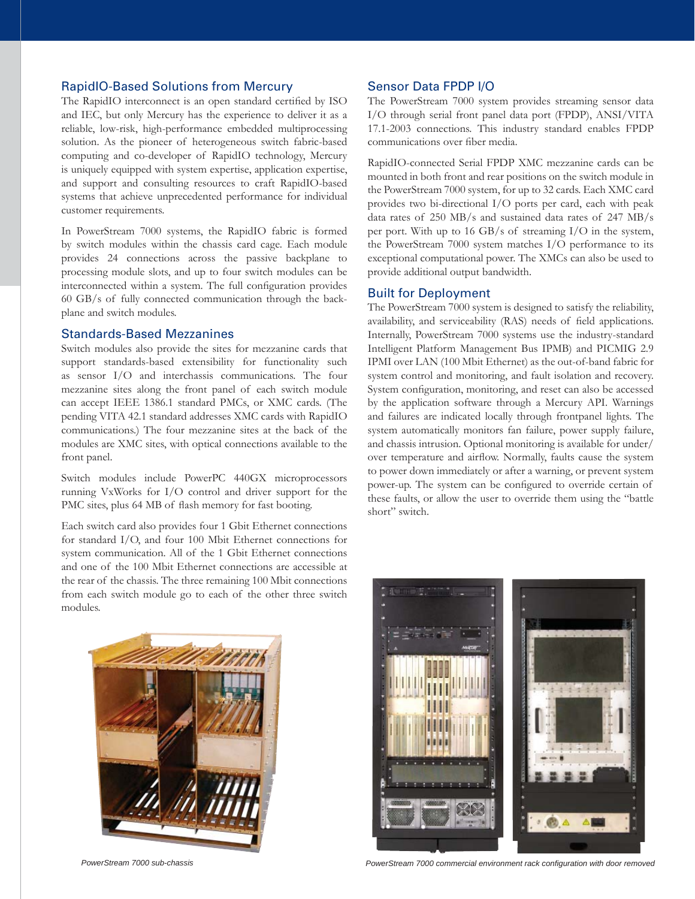## RapidIO-Based Solutions from Mercury

The RapidIO interconnect is an open standard certified by ISO and IEC, but only Mercury has the experience to deliver it as a reliable, low-risk, high-performance embedded multiprocessing solution. As the pioneer of heterogeneous switch fabric-based computing and co-developer of RapidIO technology, Mercury is uniquely equipped with system expertise, application expertise, and support and consulting resources to craft RapidIO-based systems that achieve unprecedented performance for individual customer requirements.

In PowerStream 7000 systems, the RapidIO fabric is formed by switch modules within the chassis card cage. Each module provides 24 connections across the passive backplane to processing module slots, and up to four switch modules can be interconnected within a system. The full configuration provides 60 GB/s of fully connected communication through the backplane and switch modules.

## Standards-Based Mezzanines

Switch modules also provide the sites for mezzanine cards that support standards-based extensibility for functionality such as sensor I/O and interchassis communications. The four mezzanine sites along the front panel of each switch module can accept IEEE 1386.1 standard PMCs, or XMC cards. (The pending VITA 42.1 standard addresses XMC cards with RapidIO communications.) The four mezzanine sites at the back of the modules are XMC sites, with optical connections available to the front panel.

Switch modules include PowerPC 440GX microprocessors running VxWorks for I/O control and driver support for the PMC sites, plus 64 MB of flash memory for fast booting.

Each switch card also provides four 1 Gbit Ethernet connections for standard I/O, and four 100 Mbit Ethernet connections for system communication. All of the 1 Gbit Ethernet connections and one of the 100 Mbit Ethernet connections are accessible at the rear of the chassis. The three remaining 100 Mbit connections from each switch module go to each of the other three switch modules.

*PowerStream 7000 sub-chassis*

## Sensor Data FPDP I/O

The PowerStream 7000 system provides streaming sensor data I/O through serial front panel data port (FPDP), ANSI/VITA 17.1-2003 connections. This industry standard enables FPDP communications over fiber media.

RapidIO-connected Serial FPDP XMC mezzanine cards can be mounted in both front and rear positions on the switch module in the PowerStream 7000 system, for up to 32 cards. Each XMC card provides two bi-directional I/O ports per card, each with peak data rates of 250 MB/s and sustained data rates of 247 MB/s per port. With up to 16 GB/s of streaming I/O in the system, the PowerStream 7000 system matches I/O performance to its exceptional computational power. The XMCs can also be used to provide additional output bandwidth.

## Built for Deployment

The PowerStream 7000 system is designed to satisfy the reliability, availability, and serviceability (RAS) needs of field applications. Internally, PowerStream 7000 systems use the industry-standard Intelligent Platform Management Bus IPMB) and PICMIG 2.9 IPMI over LAN (100 Mbit Ethernet) as the out-of-band fabric for system control and monitoring, and fault isolation and recovery. System configuration, monitoring, and reset can also be accessed by the application software through a Mercury API. Warnings and failures are indicated locally through frontpanel lights. The system automatically monitors fan failure, power supply failure, and chassis intrusion. Optional monitoring is available for under/over temperature and airflow. Normally, faults cause the system to power down immediately or after a warning, or prevent system power-up. The system can be configured to override certain of these faults, or allow the user to override them using the "battle short" switch.

*PowerStream 7000 commercial environment rack configuration with door removed*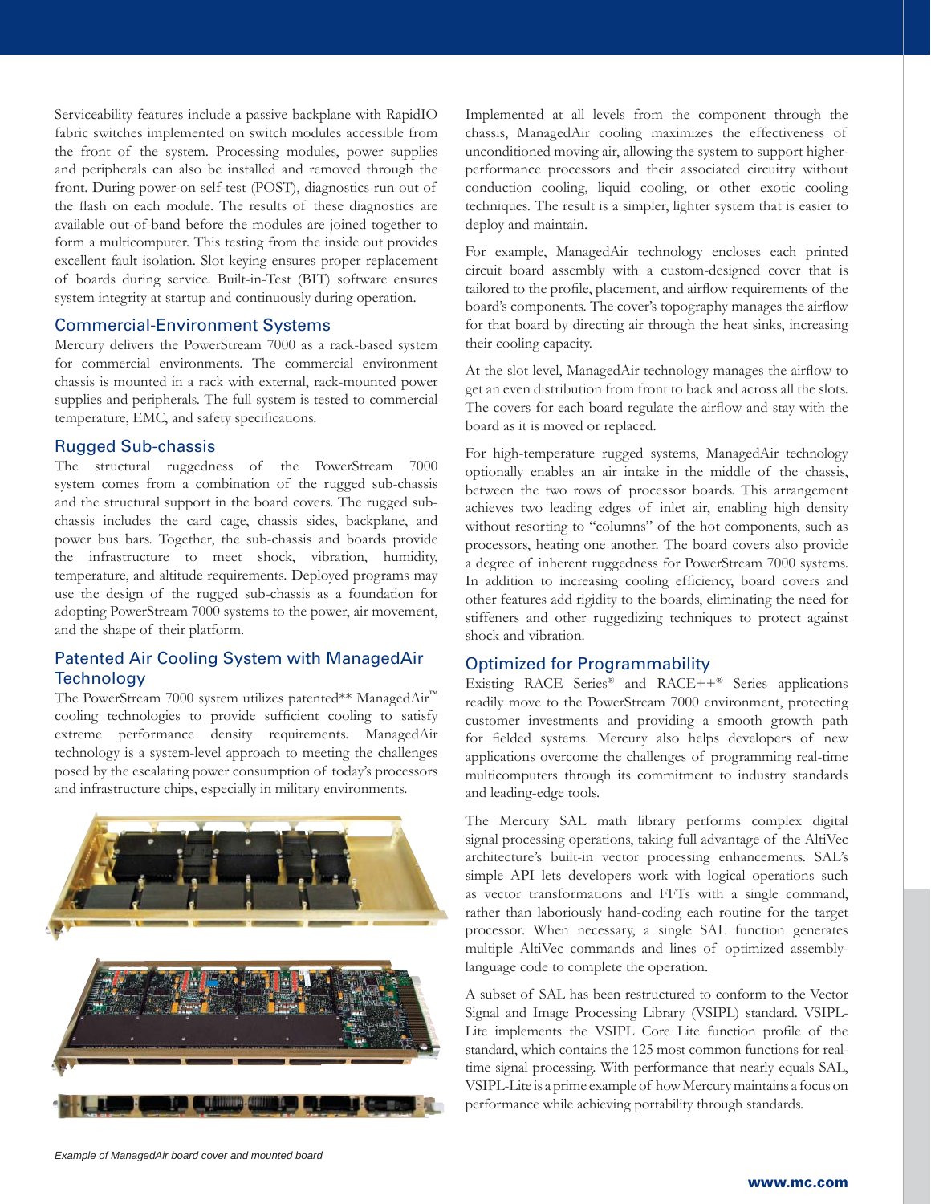Serviceability features include a passive backplane with RapidIO fabric switches implemented on switch modules accessible from the front of the system. Processing modules, power supplies and peripherals can also be installed and removed through the front. During power-on self-test (POST), diagnostics run out of the flash on each module. The results of these diagnostics are available out-of-band before the modules are joined together to form a multicomputer. This testing from the inside out provides excellent fault isolation. Slot keying ensures proper replacement of boards during service. Built-in-Test (BIT) software ensures system integrity at startup and continuously during operation.

## Commercial-Environment Systems

Mercury delivers the PowerStream 7000 as a rack-based system for commercial environments. The commercial environment chassis is mounted in a rack with external, rack-mounted power supplies and peripherals. The full system is tested to commercial temperature, EMC, and safety specifications.

## Rugged Sub-chassis

The structural ruggedness of the PowerStream 7000 system comes from a combination of the rugged sub-chassis and the structural support in the board covers. The rugged sub-chassis includes the card cage, chassis sides, backplane, and power bus bars. Together, the sub-chassis and boards provide the infrastructure to meet shock, vibration, humidity, temperature, and altitude requirements. Deployed programs may use the design of the rugged sub-chassis as a foundation for adopting PowerStream 7000 systems to the power, air movement, and the shape of their platform.

## Patented Air Cooling System with ManagedAir Technology

The PowerStream 7000 system utilizes patented** ManagedAir™ cooling technologies to provide sufficient cooling to satisfy extreme performance density requirements. ManagedAir technology is a system-level approach to meeting the challenges posed by the escalating power consumption of today's processors and infrastructure chips, especially in military environments.

*Example of ManagedAir board cover and mounted board*

Implemented at all levels from the component through the chassis, ManagedAir cooling maximizes the effectiveness of unconditioned moving air, allowing the system to support higher-performance processors and their associated circuitry without conduction cooling, liquid cooling, or other exotic cooling techniques. The result is a simpler, lighter system that is easier to deploy and maintain.

For example, ManagedAir technology encloses each printed circuit board assembly with a custom-designed cover that is tailored to the profile, placement, and airflow requirements of the board's components. The cover's topography manages the airflow for that board by directing air through the heat sinks, increasing their cooling capacity.

At the slot level, ManagedAir technology manages the airflow to get an even distribution from front to back and across all the slots. The covers for each board regulate the airflow and stay with the board as it is moved or replaced.

For high-temperature rugged systems, ManagedAir technology optionally enables an air intake in the middle of the chassis, between the two rows of processor boards. This arrangement achieves two leading edges of inlet air, enabling high density without resorting to "columns" of the hot components, such as processors, heating one another. The board covers also provide a degree of inherent ruggedness for PowerStream 7000 systems. In addition to increasing cooling efficiency, board covers and other features add rigidity to the boards, eliminating the need for stiffeners and other ruggedizing techniques to protect against shock and vibration.

## Optimized for Programmability

Existing RACE Series® and RACE++® Series applications readily move to the PowerStream 7000 environment, protecting customer investments and providing a smooth growth path for fielded systems. Mercury also helps developers of new applications overcome the challenges of programming real-time multicomputers through its commitment to industry standards and leading-edge tools.

The Mercury SAL math library performs complex digital signal processing operations, taking full advantage of the AltiVec architecture's built-in vector processing enhancements. SAL's simple API lets developers work with logical operations such as vector transformations and FFTs with a single command, rather than laboriously hand-coding each routine for the target processor. When necessary, a single SAL function generates multiple AltiVec commands and lines of optimized assembly-language code to complete the operation.

A subset of SAL has been restructured to conform to the Vector Signal and Image Processing Library (VSIPL) standard. VSIPL-Lite implements the VSIPL Core Lite function profile of the standard, which contains the 125 most common functions for real-time signal processing. With performance that nearly equals SAL, VSIPL-Lite is a prime example of how Mercury maintains a focus on performance while achieving portability through standards.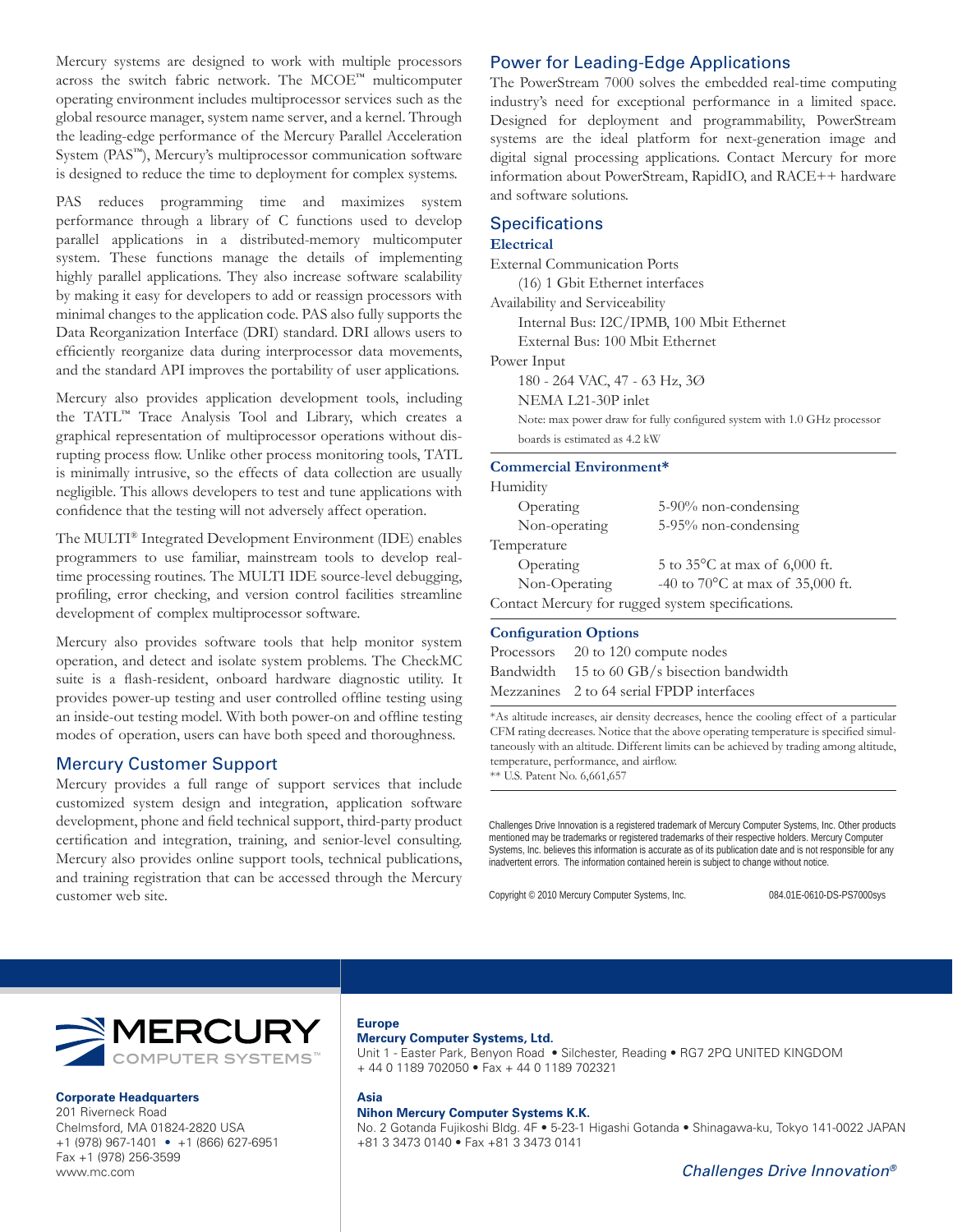Mercury systems are designed to work with multiple processors across the switch fabric network. The MCOE™ multicomputer operating environment includes multiprocessor services such as the global resource manager, system name server, and a kernel. Through the leading-edge performance of the Mercury Parallel Acceleration System (PAS™), Mercury's multiprocessor communication software is designed to reduce the time to deployment for complex systems.

PAS reduces programming time and maximizes system performance through a library of C functions used to develop parallel applications in a distributed-memory multicomputer system. These functions manage the details of implementing highly parallel applications. They also increase software scalability by making it easy for developers to add or reassign processors with minimal changes to the application code. PAS also fully supports the Data Reorganization Interface (DRI) standard. DRI allows users to efficiently reorganize data during interprocessor data movements, and the standard API improves the portability of user applications.

Mercury also provides application development tools, including the TATL™ Trace Analysis Tool and Library, which creates a graphical representation of multiprocessor operations without disrupting process flow. Unlike other process monitoring tools, TATL is minimally intrusive, so the effects of data collection are usually negligible. This allows developers to test and tune applications with confidence that the testing will not adversely affect operation.

The MULTI® Integrated Development Environment (IDE) enables programmers to use familiar, mainstream tools to develop real-time processing routines. The MULTI IDE source-level debugging, profiling, error checking, and version control facilities streamline development of complex multiprocessor software.

Mercury also provides software tools that help monitor system operation, and detect and isolate system problems. The CheckMC suite is a flash-resident, onboard hardware diagnostic utility. It provides power-up testing and user controlled offline testing using an inside-out testing model. With both power-on and offline testing modes of operation, users can have both speed and thoroughness.

## Mercury Customer Support

Mercury provides a full range of support services that include customized system design and integration, application software development, phone and field technical support, third-party product certification and integration, training, and senior-level consulting. Mercury also provides online support tools, technical publications, and training registration that can be accessed through the Mercury customer web site.

## Power for Leading-Edge Applications

The PowerStream 7000 solves the embedded real-time computing industry's need for exceptional performance in a limited space. Designed for deployment and programmability, PowerStream systems are the ideal platform for next-generation image and digital signal processing applications. Contact Mercury for more information about PowerStream, RapidIO, and RACE++ hardware and software solutions.

## Specifications

### Electrical

External Communication Ports
- (16) 1 Gbit Ethernet interfaces

Availability and Serviceability
- Internal Bus: I2C/IPMB, 100 Mbit Ethernet
- External Bus: 100 Mbit Ethernet

Power Input
- 180 - 264 VAC, 47 - 63 Hz, 3Ø
- NEMA L21-30P inlet
- Note: max power draw for fully configured system with 1.0 GHz processor boards is estimated as 4.2 kW

### Commercial Environment*

| | |
|---|---|
| **Humidity** | |
| Operating | 5-90% non-condensing |
| Non-operating | 5-95% non-condensing |
| **Temperature** | |
| Operating | 5 to 35°C at max of 6,000 ft. |
| Non-Operating | -40 to 70°C at max of 35,000 ft. |

Contact Mercury for rugged system specifications.

### Configuration Options

| | |
|---|---|
| Processors | 20 to 120 compute nodes |
| Bandwidth | 15 to 60 GB/s bisection bandwidth |
| Mezzanines | 2 to 64 serial FPDP interfaces |

*As altitude increases, air density decreases, hence the cooling effect of a particular CFM rating decreases. Notice that the above operating temperature is specified simultaneously with an altitude. Different limits can be achieved by trading among altitude, temperature, performance, and airflow.

** U.S. Patent No. 6,661,657

Challenges Drive Innovation is a registered trademark of Mercury Computer Systems, Inc. Other products mentioned may be trademarks or registered trademarks of their respective holders. Mercury Computer Systems, Inc. believes this information is accurate as of its publication date and is not responsible for any inadvertent errors. The information contained herein is subject to change without notice.

Copyright © 2010 Mercury Computer Systems, Inc. 084.01E-0610-DS-PS7000sys

MERCURY COMPUTER SYSTEMS™

**Corporate Headquarters**
201 Riverneck Road
Chelmsford, MA 01824-2820 USA
+1 (978) 967-1401 • +1 (866) 627-6951
Fax +1 (978) 256-3599
www.mc.com

**Europe**
**Mercury Computer Systems, Ltd.**
Unit 1 - Easter Park, Benyon Road • Silchester, Reading • RG7 2PQ UNITED KINGDOM
+ 44 0 1189 702050 • Fax + 44 0 1189 702321

**Asia**
**Nihon Mercury Computer Systems K.K.**
No. 2 Gotanda Fujikoshi Bldg. 4F • 5-23-1 Higashi Gotanda • Shinagawa-ku, Tokyo 141-0022 JAPAN
+81 3 3473 0140 • Fax +81 3 3473 0141

*Challenges Drive Innovation®*